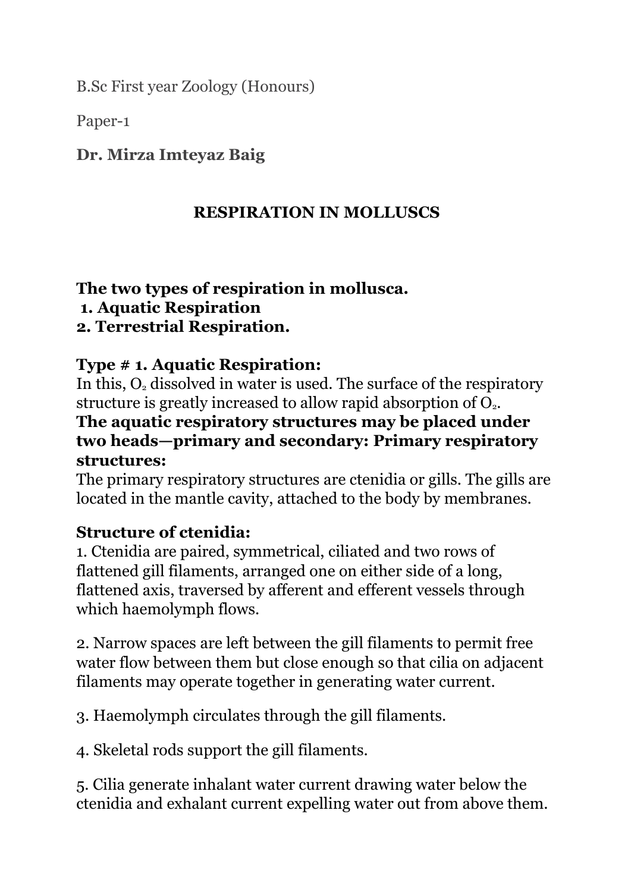B.Sc First year Zoology (Honours)

Paper-1

**Dr. Mirza Imteyaz Baig**

# RESPIRATION IN MOLLUSCS

**The two types of respiration in mollusca.**
**1. Aquatic Respiration**
**2. Terrestrial Respiration.**

## Type # 1. Aquatic Respiration:

In this, $O_2$ dissolved in water is used. The surface of the respiratory structure is greatly increased to allow rapid absorption of $O_2$.

**The aquatic respiratory structures may be placed under two heads—primary and secondary: Primary respiratory structures:**

The primary respiratory structures are ctenidia or gills. The gills are located in the mantle cavity, attached to the body by membranes.

### Structure of ctenidia:

1. Ctenidia are paired, symmetrical, ciliated and two rows of flattened gill filaments, arranged one on either side of a long, flattened axis, traversed by afferent and efferent vessels through which haemolymph flows.

2. Narrow spaces are left between the gill filaments to permit free water flow between them but close enough so that cilia on adjacent filaments may operate together in generating water current.

3. Haemolymph circulates through the gill filaments.

4. Skeletal rods support the gill filaments.

5. Cilia generate inhalant water current drawing water below the ctenidia and exhalant current expelling water out from above them.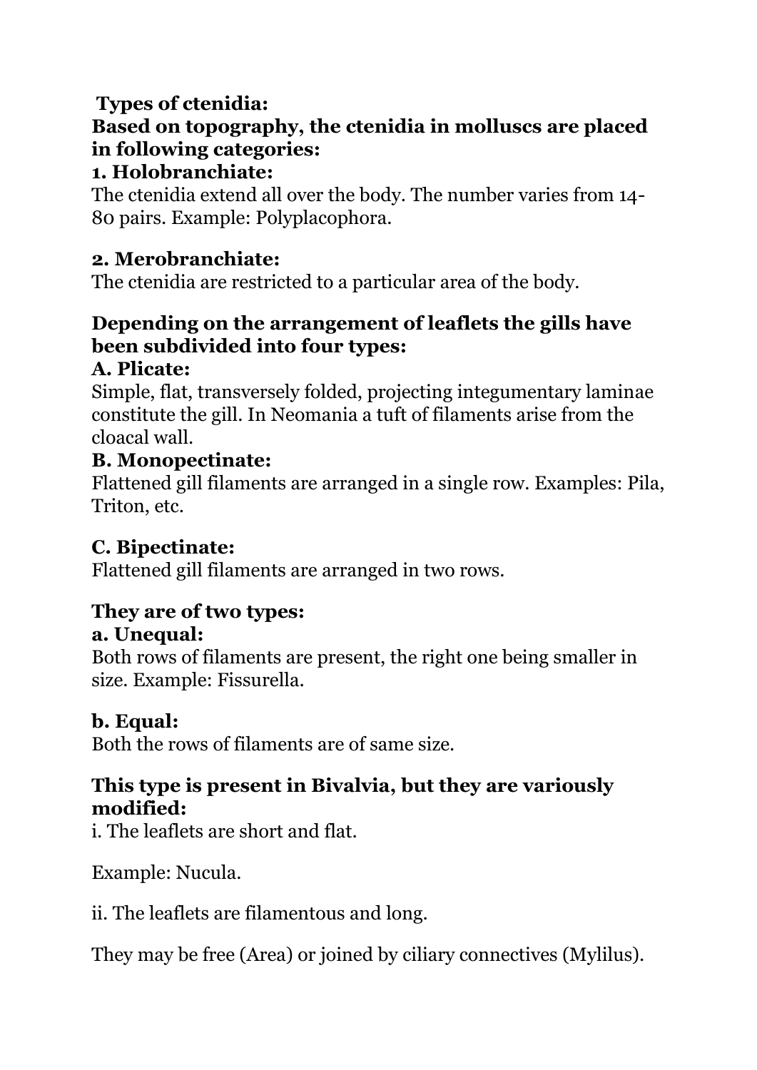**Types of ctenidia:**

**Based on topography, the ctenidia in molluscs are placed in following categories:**

**1. Holobranchiate:**

The ctenidia extend all over the body. The number varies from 14-80 pairs. Example: Polyplacophora.

**2. Merobranchiate:**

The ctenidia are restricted to a particular area of the body.

**Depending on the arrangement of leaflets the gills have been subdivided into four types:**

**A. Plicate:**

Simple, flat, transversely folded, projecting integumentary laminae constitute the gill. In Neomania a tuft of filaments arise from the cloacal wall.

**B. Monopectinate:**

Flattened gill filaments are arranged in a single row. Examples: Pila, Triton, etc.

**C. Bipectinate:**

Flattened gill filaments are arranged in two rows.

**They are of two types:**

**a. Unequal:**

Both rows of filaments are present, the right one being smaller in size. Example: Fissurella.

**b. Equal:**

Both the rows of filaments are of same size.

**This type is present in Bivalvia, but they are variously modified:**

i. The leaflets are short and flat.

Example: Nucula.

ii. The leaflets are filamentous and long.

They may be free (Area) or joined by ciliary connectives (Mylilus).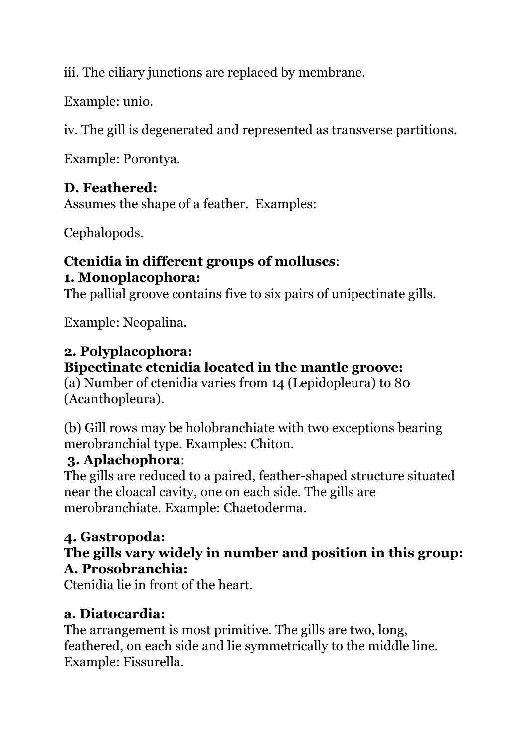iii. The ciliary junctions are replaced by membrane.

Example: unio.

iv. The gill is degenerated and represented as transverse partitions.

Example: Porontya.

**D. Feathered:**
Assumes the shape of a feather. Examples:

Cephalopods.

**Ctenidia in different groups of molluscs**:
**1. Monoplacophora:**
The pallial groove contains five to six pairs of unipectinate gills.

Example: Neopalina.

**2. Polyplacophora:**
**Bipectinate ctenidia located in the mantle groove:**
(a) Number of ctenidia varies from 14 (Lepidopleura) to 80 (Acanthopleura).

(b) Gill rows may be holobranchiate with two exceptions bearing merobranchial type. Examples: Chiton.

**3. Aplachophora**:
The gills are reduced to a paired, feather-shaped structure situated near the cloacal cavity, one on each side. The gills are merobranchiate. Example: Chaetoderma.

**4. Gastropoda:**
**The gills vary widely in number and position in this group:**
**A. Prosobranchia:**
Ctenidia lie in front of the heart.

**a. Diatocardia:**
The arrangement is most primitive. The gills are two, long, feathered, on each side and lie symmetrically to the middle line. Example: Fissurella.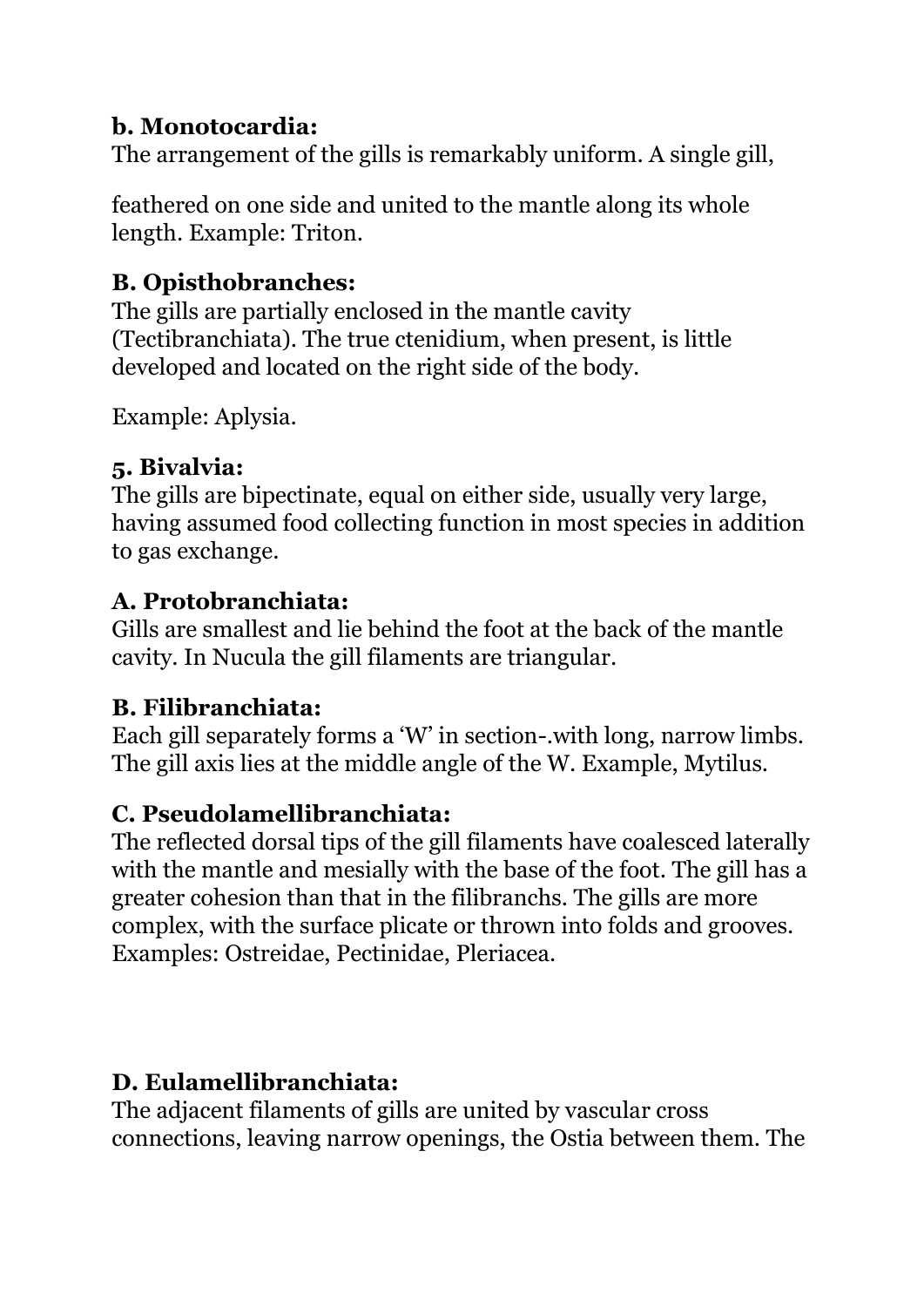**b. Monotocardia:**
The arrangement of the gills is remarkably uniform. A single gill,

feathered on one side and united to the mantle along its whole length. Example: Triton.

**B. Opisthobranches:**
The gills are partially enclosed in the mantle cavity (Tectibranchiata). The true ctenidium, when present, is little developed and located on the right side of the body.

Example: Aplysia.

**5. Bivalvia:**
The gills are bipectinate, equal on either side, usually very large, having assumed food collecting function in most species in addition to gas exchange.

**A. Protobranchiata:**
Gills are smallest and lie behind the foot at the back of the mantle cavity. In Nucula the gill filaments are triangular.

**B. Filibranchiata:**
Each gill separately forms a 'W' in section-.with long, narrow limbs. The gill axis lies at the middle angle of the W. Example, Mytilus.

**C. Pseudolamellibranchiata:**
The reflected dorsal tips of the gill filaments have coalesced laterally with the mantle and mesially with the base of the foot. The gill has a greater cohesion than that in the filibranchs. The gills are more complex, with the surface plicate or thrown into folds and grooves. Examples: Ostreidae, Pectinidae, Pleriacea.

**D. Eulamellibranchiata:**
The adjacent filaments of gills are united by vascular cross connections, leaving narrow openings, the Ostia between them. The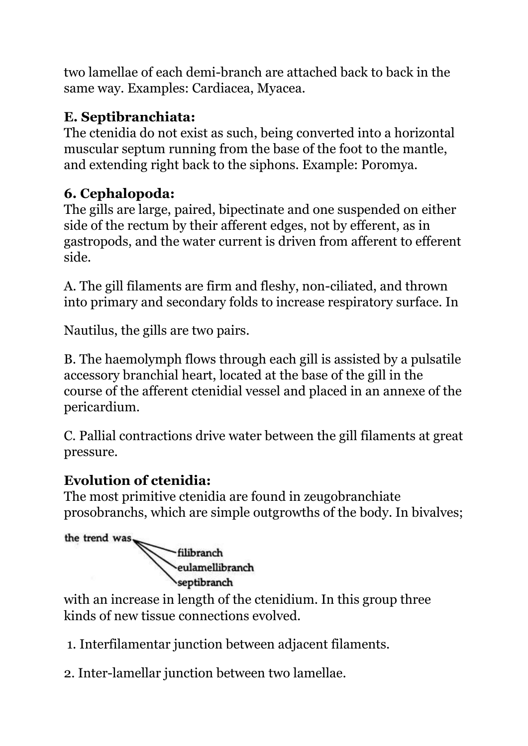two lamellae of each demi-branch are attached back to back in the same way. Examples: Cardiacea, Myacea.

### E. Septibranchiata:

The ctenidia do not exist as such, being converted into a horizontal muscular septum running from the base of the foot to the mantle, and extending right back to the siphons. Example: Poromya.

### 6. Cephalopoda:

The gills are large, paired, bipectinate and one suspended on either side of the rectum by their afferent edges, not by efferent, as in gastropods, and the water current is driven from afferent to efferent side.

A. The gill filaments are firm and fleshy, non-ciliated, and thrown into primary and secondary folds to increase respiratory surface. In

Nautilus, the gills are two pairs.

B. The haemolymph flows through each gill is assisted by a pulsatile accessory branchial heart, located at the base of the gill in the course of the afferent ctenidial vessel and placed in an annexe of the pericardium.

C. Pallial contractions drive water between the gill filaments at great pressure.

### Evolution of ctenidia:

The most primitive ctenidia are found in zeugobranchiate prosobranchs, which are simple outgrowths of the body. In bivalves;

the trend was → filibranch → eulamellibranch → septibranch

with an increase in length of the ctenidium. In this group three kinds of new tissue connections evolved.

1. Interfilamentar junction between adjacent filaments.

2. Inter-lamellar junction between two lamellae.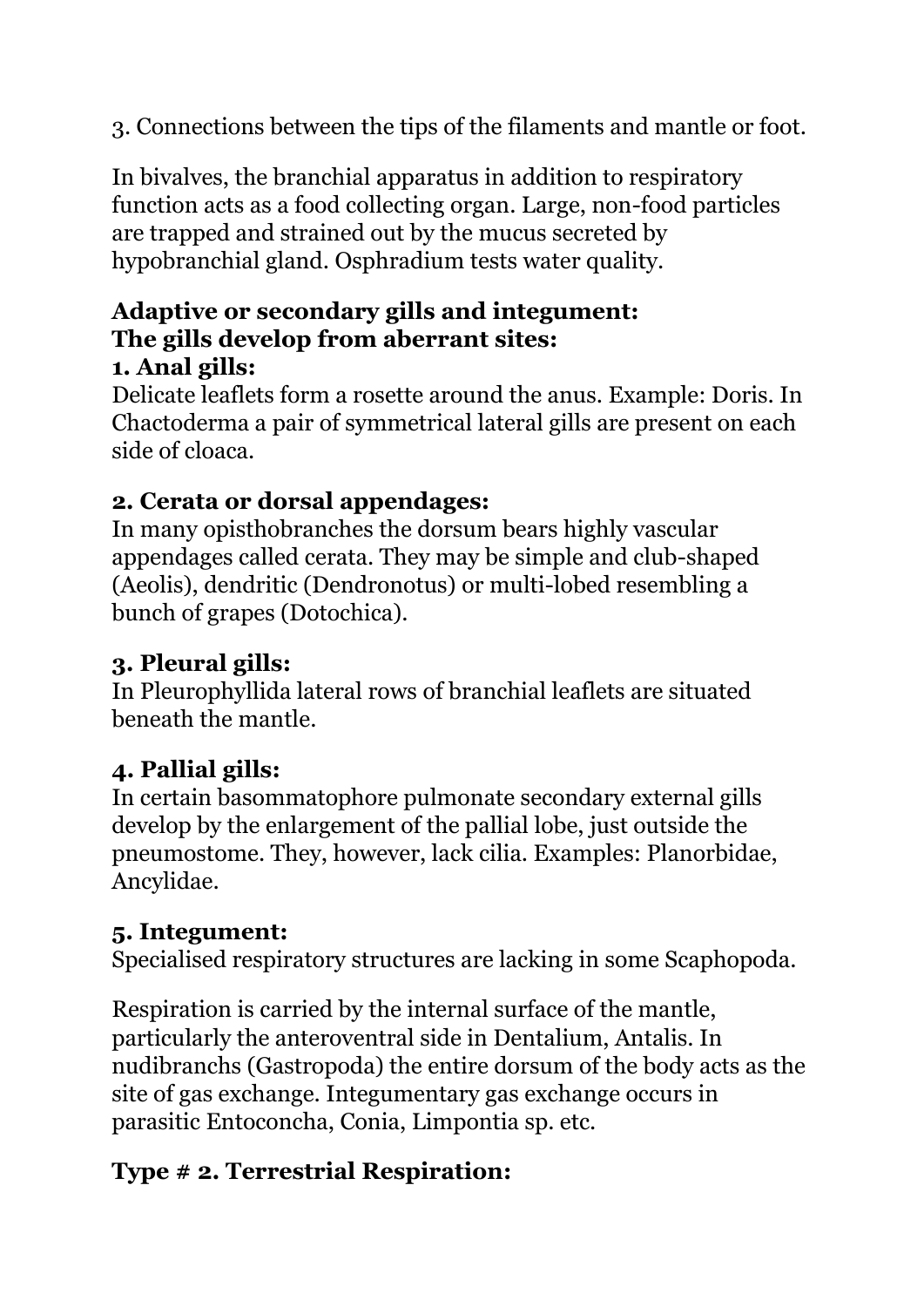3. Connections between the tips of the filaments and mantle or foot.

In bivalves, the branchial apparatus in addition to respiratory function acts as a food collecting organ. Large, non-food particles are trapped and strained out by the mucus secreted by hypobranchial gland. Osphradium tests water quality.

**Adaptive or secondary gills and integument:**
**The gills develop from aberrant sites:**

**1. Anal gills:**
Delicate leaflets form a rosette around the anus. Example: Doris. In Chactoderma a pair of symmetrical lateral gills are present on each side of cloaca.

**2. Cerata or dorsal appendages:**
In many opisthobranches the dorsum bears highly vascular appendages called cerata. They may be simple and club-shaped (Aeolis), dendritic (Dendronotus) or multi-lobed resembling a bunch of grapes (Dotochica).

**3. Pleural gills:**
In Pleurophyllida lateral rows of branchial leaflets are situated beneath the mantle.

**4. Pallial gills:**
In certain basommatophore pulmonate secondary external gills develop by the enlargement of the pallial lobe, just outside the pneumostome. They, however, lack cilia. Examples: Planorbidae, Ancylidae.

**5. Integument:**
Specialised respiratory structures are lacking in some Scaphopoda.

Respiration is carried by the internal surface of the mantle, particularly the anteroventral side in Dentalium, Antalis. In nudibranchs (Gastropoda) the entire dorsum of the body acts as the site of gas exchange. Integumentary gas exchange occurs in parasitic Entoconcha, Conia, Limpontia sp. etc.

## Type # 2. Terrestrial Respiration: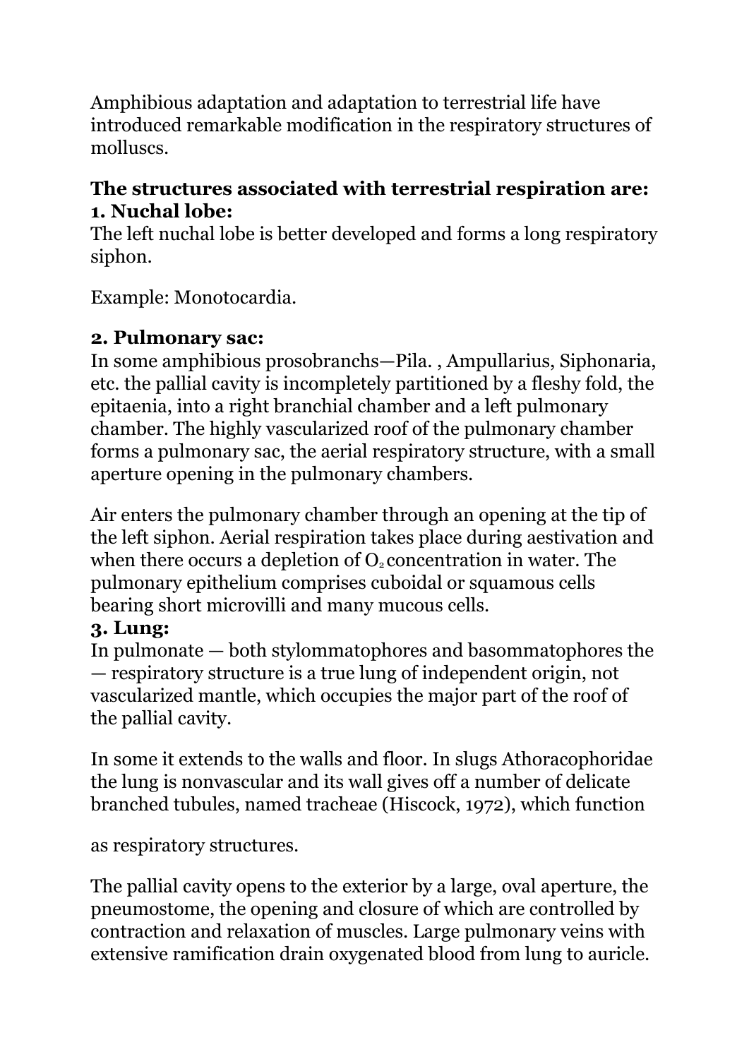Amphibious adaptation and adaptation to terrestrial life have introduced remarkable modification in the respiratory structures of molluscs.

**The structures associated with terrestrial respiration are:**

**1. Nuchal lobe:**

The left nuchal lobe is better developed and forms a long respiratory siphon.

Example: Monotocardia.

**2. Pulmonary sac:**

In some amphibious prosobranchs—Pila. , Ampullarius, Siphonaria, etc. the pallial cavity is incompletely partitioned by a fleshy fold, the epitaenia, into a right branchial chamber and a left pulmonary chamber. The highly vascularized roof of the pulmonary chamber forms a pulmonary sac, the aerial respiratory structure, with a small aperture opening in the pulmonary chambers.

Air enters the pulmonary chamber through an opening at the tip of the left siphon. Aerial respiration takes place during aestivation and when there occurs a depletion of $O_2$ concentration in water. The pulmonary epithelium comprises cuboidal or squamous cells bearing short microvilli and many mucous cells.

**3. Lung:**

In pulmonate — both stylommatophores and basommatophores the — respiratory structure is a true lung of independent origin, not vascularized mantle, which occupies the major part of the roof of the pallial cavity.

In some it extends to the walls and floor. In slugs Athoracophoridae the lung is nonvascular and its wall gives off a number of delicate branched tubules, named tracheae (Hiscock, 1972), which function as respiratory structures.

The pallial cavity opens to the exterior by a large, oval aperture, the pneumostome, the opening and closure of which are controlled by contraction and relaxation of muscles. Large pulmonary veins with extensive ramification drain oxygenated blood from lung to auricle.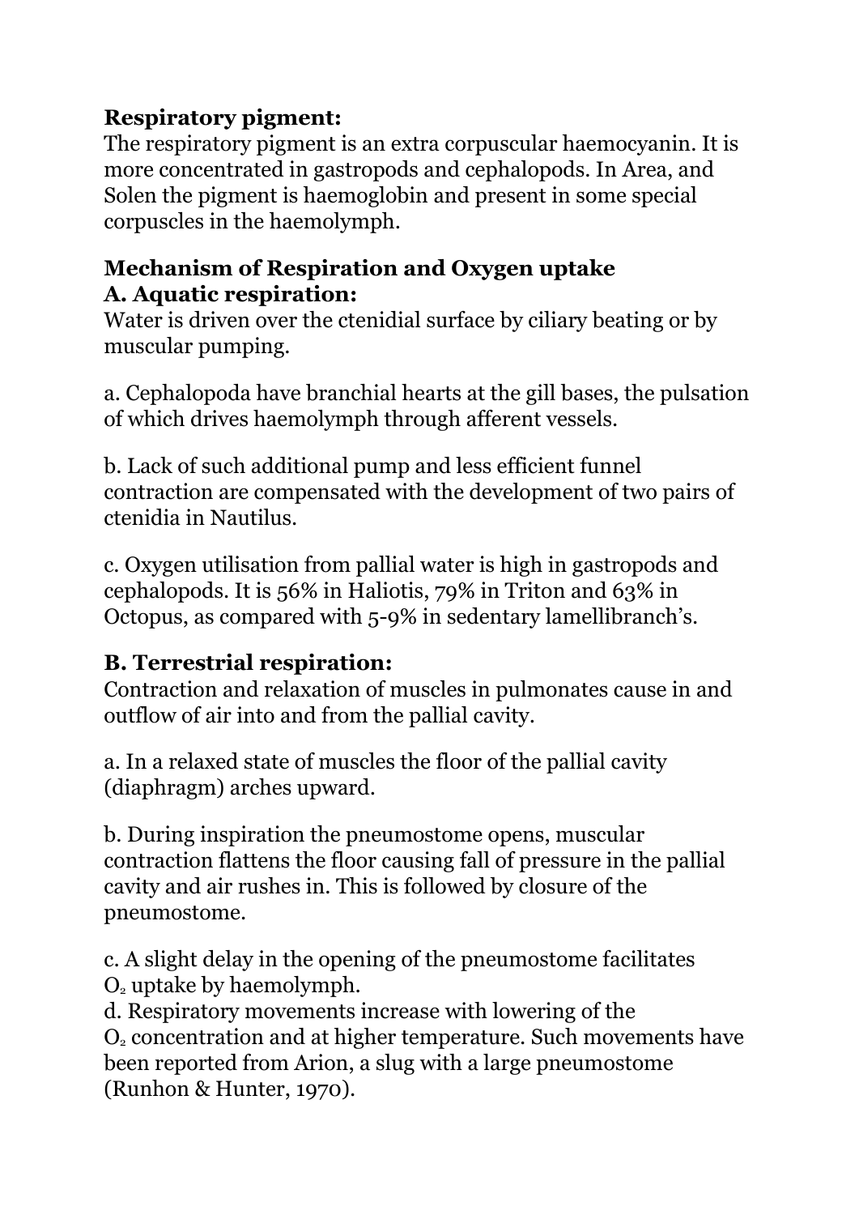**Respiratory pigment:**
The respiratory pigment is an extra corpuscular haemocyanin. It is more concentrated in gastropods and cephalopods. In Area, and Solen the pigment is haemoglobin and present in some special corpuscles in the haemolymph.

**Mechanism of Respiration and Oxygen uptake**
**A. Aquatic respiration:**
Water is driven over the ctenidial surface by ciliary beating or by muscular pumping.

a. Cephalopoda have branchial hearts at the gill bases, the pulsation of which drives haemolymph through afferent vessels.

b. Lack of such additional pump and less efficient funnel contraction are compensated with the development of two pairs of ctenidia in Nautilus.

c. Oxygen utilisation from pallial water is high in gastropods and cephalopods. It is 56% in Haliotis, 79% in Triton and 63% in Octopus, as compared with 5-9% in sedentary lamellibranch's.

**B. Terrestrial respiration:**
Contraction and relaxation of muscles in pulmonates cause in and outflow of air into and from the pallial cavity.

a. In a relaxed state of muscles the floor of the pallial cavity (diaphragm) arches upward.

b. During inspiration the pneumostome opens, muscular contraction flattens the floor causing fall of pressure in the pallial cavity and air rushes in. This is followed by closure of the pneumostome.

c. A slight delay in the opening of the pneumostome facilitates $O_2$ uptake by haemolymph.
d. Respiratory movements increase with lowering of the $O_2$ concentration and at higher temperature. Such movements have been reported from Arion, a slug with a large pneumostome (Runhon & Hunter, 1970).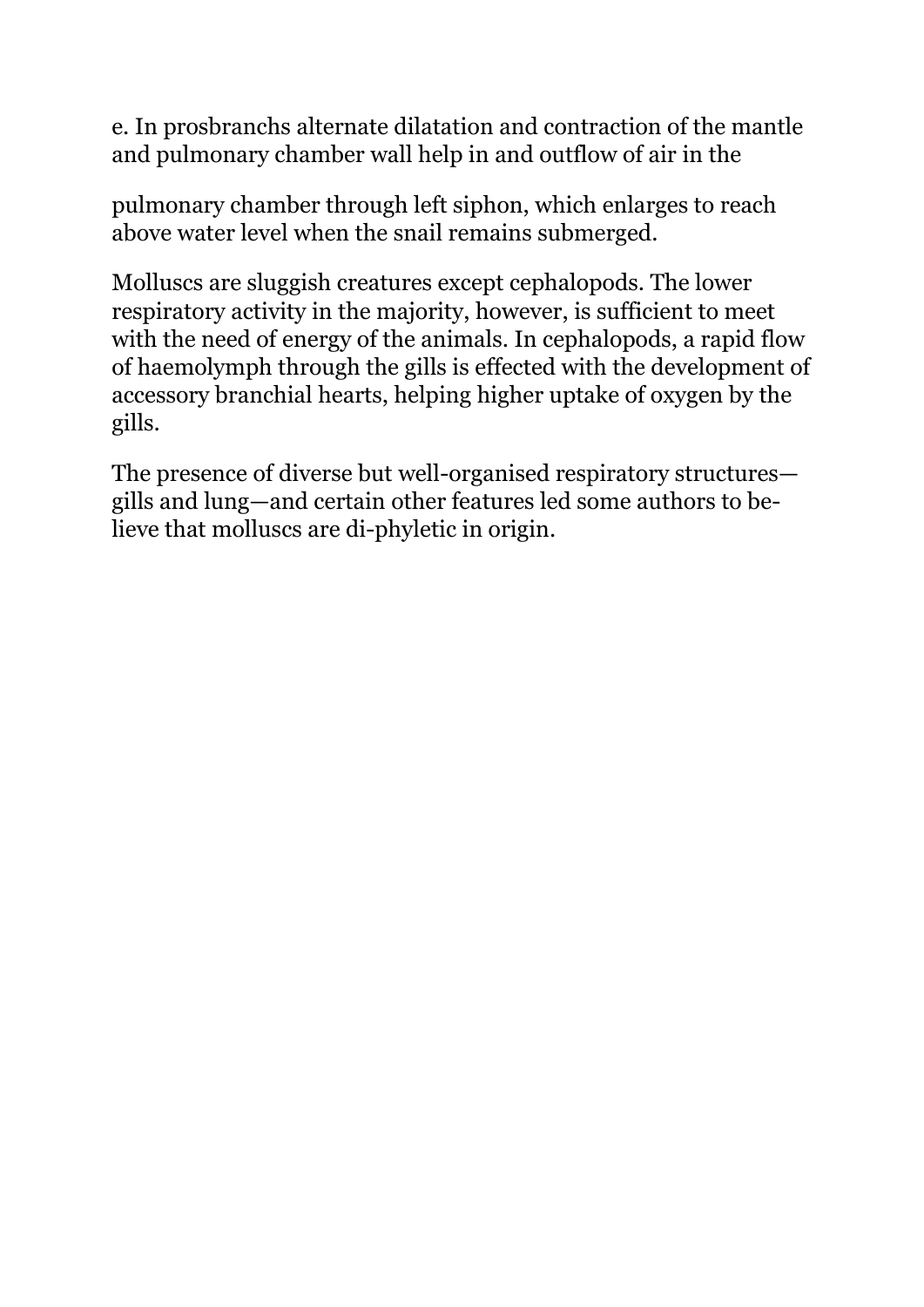e. In prosbranchs alternate dilatation and contraction of the mantle and pulmonary chamber wall help in and outflow of air in the pulmonary chamber through left siphon, which enlarges to reach above water level when the snail remains submerged.

Molluscs are sluggish creatures except cephalopods. The lower respiratory activity in the majority, however, is sufficient to meet with the need of energy of the animals. In cephalopods, a rapid flow of haemolymph through the gills is effected with the development of accessory branchial hearts, helping higher uptake of oxygen by the gills.

The presence of diverse but well-organised respiratory structures—gills and lung—and certain other features led some authors to believe that molluscs are di-phyletic in origin.